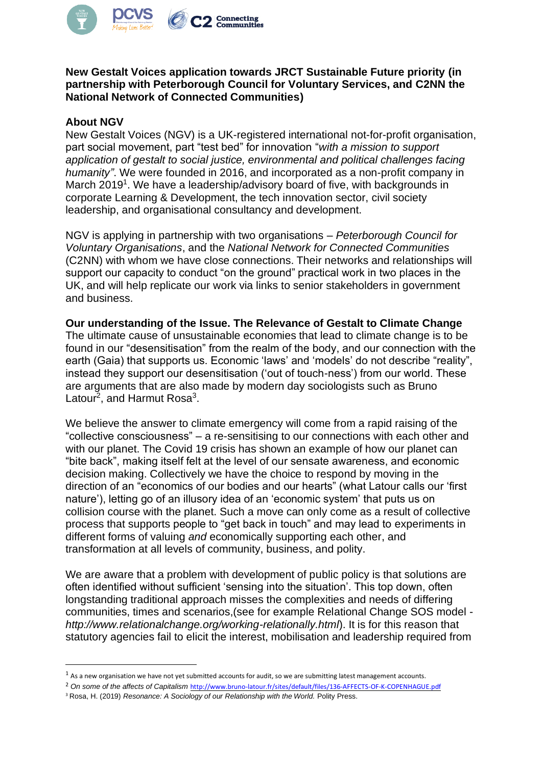**New Gestalt Voices application towards JRCT Sustainable Future priority (in partnership with Peterborough Council for Voluntary Services, and C2NN the National Network of Connected Communities)**

**About NGV**

New Gestalt Voices (NGV) is a UK-registered international not-for-profit organisation, part social movement, part "test bed" for innovation "*with a mission to support application of gestalt to social justice, environmental and political challenges facing humanity"*. We were founded in 2016, and incorporated as a non-profit company in March 2019[1]. We have a leadership/advisory board of five, with backgrounds in corporate Learning & Development, the tech innovation sector, civil society leadership, and organisational consultancy and development.

NGV is applying in partnership with two organisations – *Peterborough Council for Voluntary Organisations*, and the *National Network for Connected Communities* (C2NN) with whom we have close connections. Their networks and relationships will support our capacity to conduct "on the ground" practical work in two places in the UK, and will help replicate our work via links to senior stakeholders in government and business.

**Our understanding of the Issue. The Relevance of Gestalt to Climate Change**

The ultimate cause of unsustainable economies that lead to climate change is to be found in our "desensitisation" from the realm of the body, and our connection with the earth (Gaia) that supports us. Economic 'laws' and 'models' do not describe "reality", instead they support our desensitisation ('out of touch-ness') from our world. These are arguments that are also made by modern day sociologists such as Bruno Latour[2], and Harmut Rosa[3].

We believe the answer to climate emergency will come from a rapid raising of the "collective consciousness" – a re-sensitising to our connections with each other and with our planet. The Covid 19 crisis has shown an example of how our planet can "bite back", making itself felt at the level of our sensate awareness, and economic decision making. Collectively we have the choice to respond by moving in the direction of an "economics of our bodies and our hearts" (what Latour calls our 'first nature'), letting go of an illusory idea of an 'economic system' that puts us on collision course with the planet. Such a move can only come as a result of collective process that supports people to "get back in touch" and may lead to experiments in different forms of valuing *and* economically supporting each other, and transformation at all levels of community, business, and polity.

We are aware that a problem with development of public policy is that solutions are often identified without sufficient 'sensing into the situation'. This top down, often longstanding traditional approach misses the complexities and needs of differing communities, times and scenarios,(see for example Relational Change SOS model - *http://www.relationalchange.org/working-relationally.html*). It is for this reason that statutory agencies fail to elicit the interest, mobilisation and leadership required from

---

[1] As a new organisation we have not yet submitted accounts for audit, so we are submitting latest management accounts.

[2] *On some of the affects of Capitalism* http://www.bruno-latour.fr/sites/default/files/136-AFFECTS-OF-K-COPENHAGUE.pdf

[3] Rosa, H. (2019) *Resonance: A Sociology of our Relationship with the World.* Polity Press.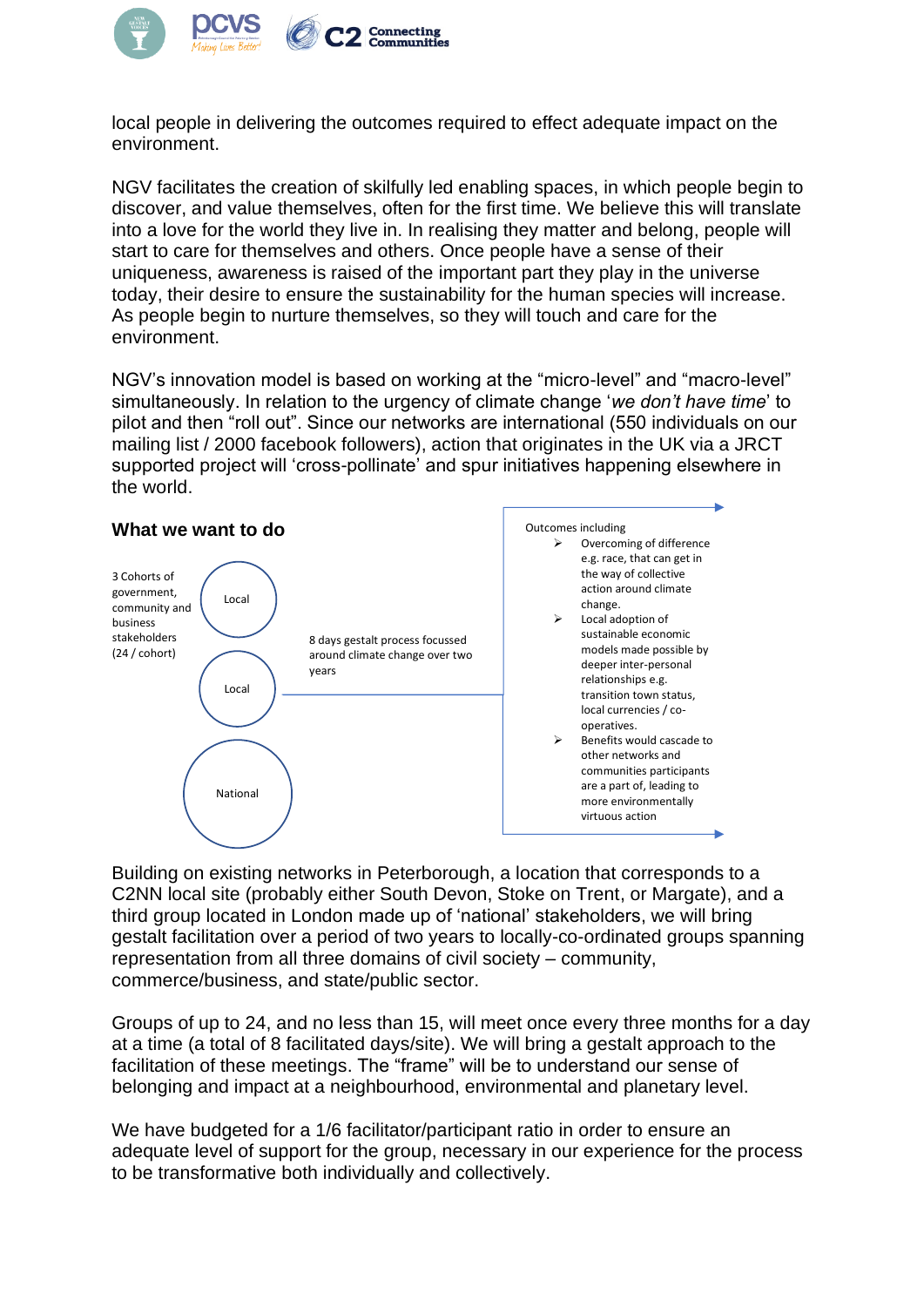local people in delivering the outcomes required to effect adequate impact on the environment.

NGV facilitates the creation of skilfully led enabling spaces, in which people begin to discover, and value themselves, often for the first time. We believe this will translate into a love for the world they live in. In realising they matter and belong, people will start to care for themselves and others. Once people have a sense of their uniqueness, awareness is raised of the important part they play in the universe today, their desire to ensure the sustainability for the human species will increase. As people begin to nurture themselves, so they will touch and care for the environment.

NGV's innovation model is based on working at the "micro-level" and "macro-level" simultaneously. In relation to the urgency of climate change '*we don't have time*' to pilot and then "roll out". Since our networks are international (550 individuals on our mailing list / 2000 facebook followers), action that originates in the UK via a JRCT supported project will 'cross-pollinate' and spur initiatives happening elsewhere in the world.

## What we want to do

3 Cohorts of government, community and business stakeholders (24 / cohort)

- Local
- Local
- National

8 days gestalt process focussed around climate change over two years

Outcomes including

- Overcoming of difference e.g. race, that can get in the way of collective action around climate change.
- Local adoption of sustainable economic models made possible by deeper inter-personal relationships e.g. transition town status, local currencies / co-operatives.
- Benefits would cascade to other networks and communities participants are a part of, leading to more environmentally virtuous action

Building on existing networks in Peterborough, a location that corresponds to a C2NN local site (probably either South Devon, Stoke on Trent, or Margate), and a third group located in London made up of 'national' stakeholders, we will bring gestalt facilitation over a period of two years to locally-co-ordinated groups spanning representation from all three domains of civil society – community, commerce/business, and state/public sector.

Groups of up to 24, and no less than 15, will meet once every three months for a day at a time (a total of 8 facilitated days/site). We will bring a gestalt approach to the facilitation of these meetings. The "frame" will be to understand our sense of belonging and impact at a neighbourhood, environmental and planetary level.

We have budgeted for a 1/6 facilitator/participant ratio in order to ensure an adequate level of support for the group, necessary in our experience for the process to be transformative both individually and collectively.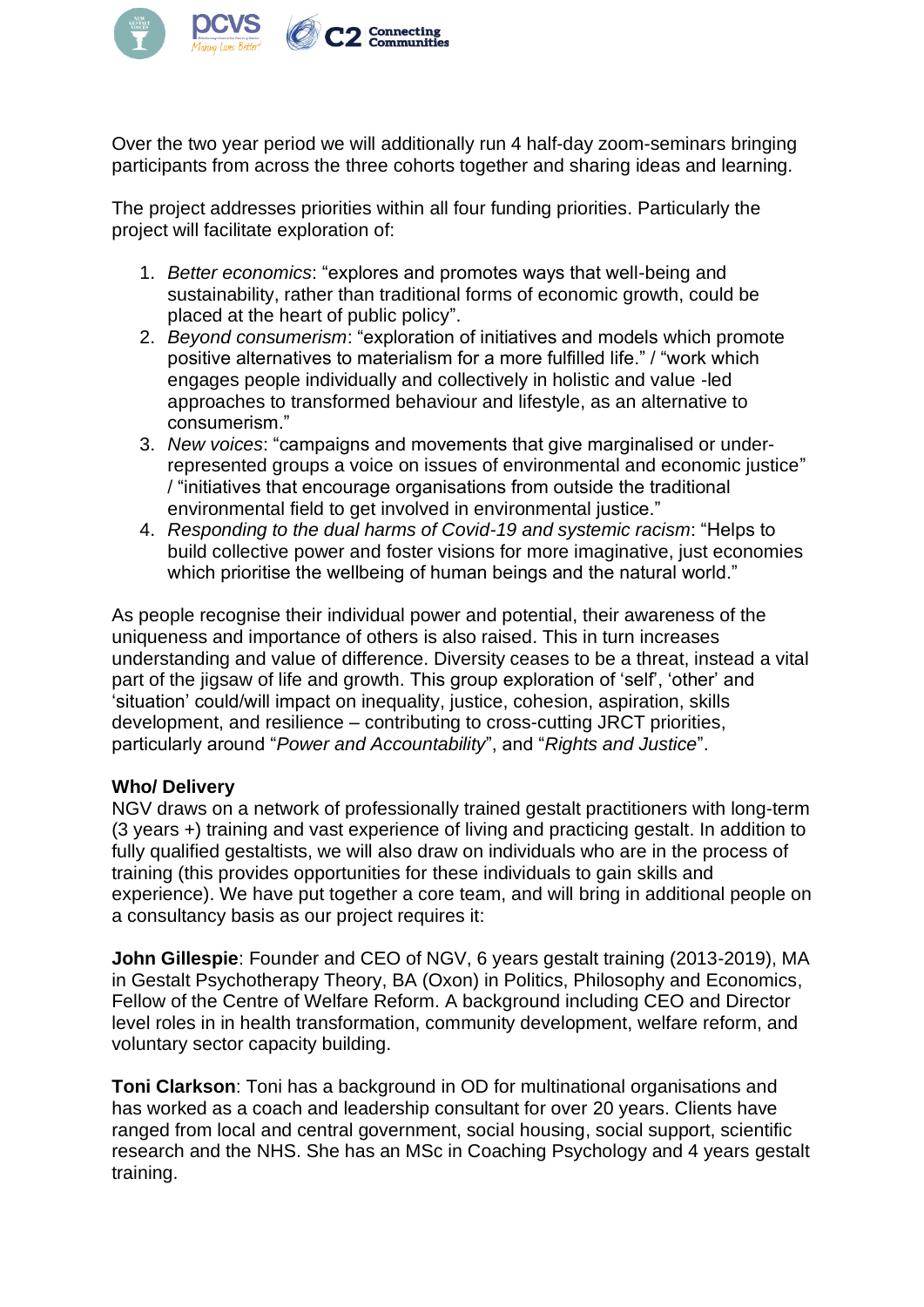Over the two year period we will additionally run 4 half-day zoom-seminars bringing participants from across the three cohorts together and sharing ideas and learning.

The project addresses priorities within all four funding priorities. Particularly the project will facilitate exploration of:

1. *Better economics*: "explores and promotes ways that well-being and sustainability, rather than traditional forms of economic growth, could be placed at the heart of public policy".
2. *Beyond consumerism*: "exploration of initiatives and models which promote positive alternatives to materialism for a more fulfilled life." / "work which engages people individually and collectively in holistic and value -led approaches to transformed behaviour and lifestyle, as an alternative to consumerism."
3. *New voices*: "campaigns and movements that give marginalised or under-represented groups a voice on issues of environmental and economic justice" / "initiatives that encourage organisations from outside the traditional environmental field to get involved in environmental justice."
4. *Responding to the dual harms of Covid-19 and systemic racism*: "Helps to build collective power and foster visions for more imaginative, just economies which prioritise the wellbeing of human beings and the natural world."

As people recognise their individual power and potential, their awareness of the uniqueness and importance of others is also raised. This in turn increases understanding and value of difference. Diversity ceases to be a threat, instead a vital part of the jigsaw of life and growth. This group exploration of 'self', 'other' and 'situation' could/will impact on inequality, justice, cohesion, aspiration, skills development, and resilience – contributing to cross-cutting JRCT priorities, particularly around "*Power and Accountability*", and "*Rights and Justice*".

**Who/ Delivery**

NGV draws on a network of professionally trained gestalt practitioners with long-term (3 years +) training and vast experience of living and practicing gestalt. In addition to fully qualified gestaltists, we will also draw on individuals who are in the process of training (this provides opportunities for these individuals to gain skills and experience). We have put together a core team, and will bring in additional people on a consultancy basis as our project requires it:

**John Gillespie**: Founder and CEO of NGV, 6 years gestalt training (2013-2019), MA in Gestalt Psychotherapy Theory, BA (Oxon) in Politics, Philosophy and Economics, Fellow of the Centre of Welfare Reform. A background including CEO and Director level roles in in health transformation, community development, welfare reform, and voluntary sector capacity building.

**Toni Clarkson**: Toni has a background in OD for multinational organisations and has worked as a coach and leadership consultant for over 20 years. Clients have ranged from local and central government, social housing, social support, scientific research and the NHS. She has an MSc in Coaching Psychology and 4 years gestalt training.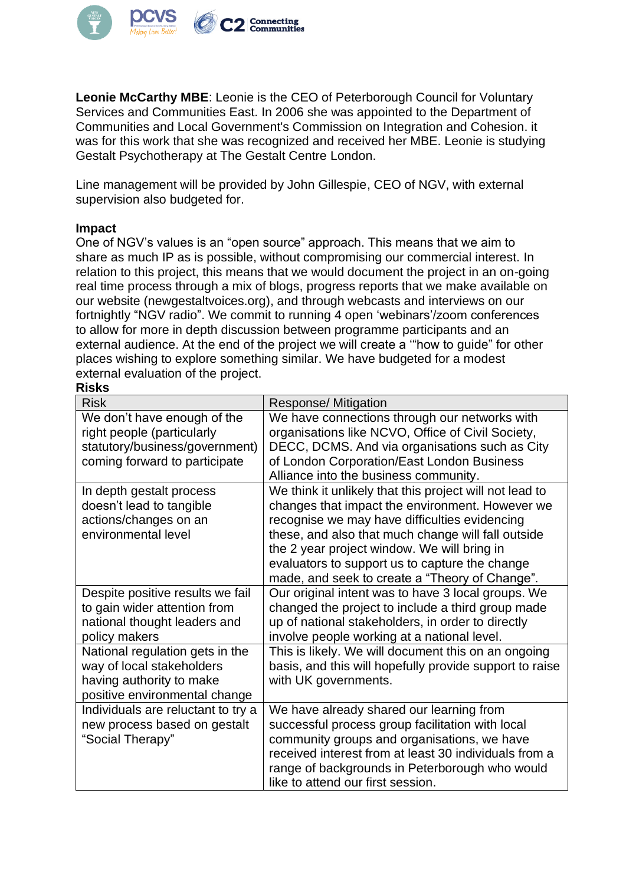**Leonie McCarthy MBE**: Leonie is the CEO of Peterborough Council for Voluntary Services and Communities East. In 2006 she was appointed to the Department of Communities and Local Government's Commission on Integration and Cohesion. it was for this work that she was recognized and received her MBE. Leonie is studying Gestalt Psychotherapy at The Gestalt Centre London.

Line management will be provided by John Gillespie, CEO of NGV, with external supervision also budgeted for.

**Impact**

One of NGV's values is an "open source" approach. This means that we aim to share as much IP as is possible, without compromising our commercial interest. In relation to this project, this means that we would document the project in an on-going real time process through a mix of blogs, progress reports that we make available on our website (newgestaltvoices.org), and through webcasts and interviews on our fortnightly "NGV radio". We commit to running 4 open 'webinars'/zoom conferences to allow for more in depth discussion between programme participants and an external audience. At the end of the project we will create a '"how to guide" for other places wishing to explore something similar. We have budgeted for a modest external evaluation of the project.

**Risks**

| Risk | Response/ Mitigation |
|---|---|
| We don't have enough of the right people (particularly statutory/business/government) coming forward to participate | We have connections through our networks with organisations like NCVO, Office of Civil Society, DECC, DCMS. And via organisations such as City of London Corporation/East London Business Alliance into the business community. |
| In depth gestalt process doesn't lead to tangible actions/changes on an environmental level | We think it unlikely that this project will not lead to changes that impact the environment. However we recognise we may have difficulties evidencing these, and also that much change will fall outside the 2 year project window. We will bring in evaluators to support us to capture the change made, and seek to create a "Theory of Change". |
| Despite positive results we fail to gain wider attention from national thought leaders and policy makers | Our original intent was to have 3 local groups. We changed the project to include a third group made up of national stakeholders, in order to directly involve people working at a national level. |
| National regulation gets in the way of local stakeholders having authority to make positive environmental change | This is likely. We will document this on an ongoing basis, and this will hopefully provide support to raise with UK governments. |
| Individuals are reluctant to try a new process based on gestalt "Social Therapy" | We have already shared our learning from successful process group facilitation with local community groups and organisations, we have received interest from at least 30 individuals from a range of backgrounds in Peterborough who would like to attend our first session. |